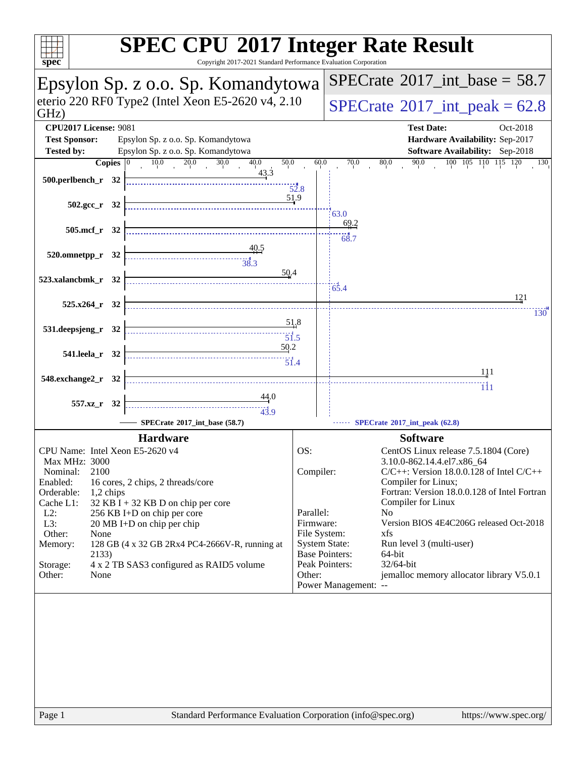# SPEC CPU 2017 Integer Rate Result

Copyright 2017-2021 Standard Performance Evaluation Corporation

## Epsylon Sp. z o.o. Sp. Komandytowa

eterio 220 RF0 Type2 (Intel Xeon E5-2620 v4, 2.10 GHz)

**SPECrate 2017_int_base = 58.7**

**SPECrate 2017_int_peak = 62.8**

**CPU2017 License:** 9081
**Test Sponsor:** Epsylon Sp. z o.o. Sp. Komandytowa
**Tested by:** Epsylon Sp. z o.o. Sp. Komandytowa

**Test Date:** Oct-2018
**Hardware Availability:** Sep-2017
**Software Availability:** Sep-2018

| Benchmark | Copies | Base | Peak |
|---|---|---|---|
| 500.perlbench_r | 32 | 43.3 | 52.8 |
| 502.gcc_r | 32 | 51.9 | 63.0 |
| 505.mcf_r | 32 | 69.2 | 68.7 |
| 520.omnetpp_r | 32 | 40.5 | 38.3 |
| 523.xalancbmk_r | 32 | 50.4 | 65.4 |
| 525.x264_r | 32 | 121 | 130 |
| 531.deepsjeng_r | 32 | 51.8 | 51.5 |
| 541.leela_r | 32 | 50.2 | 51.4 |
| 548.exchange2_r | 32 | 111 | 111 |
| 557.xz_r | 32 | 44.0 | 43.9 |

SPECrate 2017_int_base (58.7) — SPECrate 2017_int_peak (62.8)

### Hardware

| | |
|---|---|
| CPU Name: | Intel Xeon E5-2620 v4 |
| Max MHz: | 3000 |
| Nominal: | 2100 |
| Enabled: | 16 cores, 2 chips, 2 threads/core |
| Orderable: | 1,2 chips |
| Cache L1: | 32 KB I + 32 KB D on chip per core |
| L2: | 256 KB I+D on chip per core |
| L3: | 20 MB I+D on chip per chip |
| Other: | None |
| Memory: | 128 GB (4 x 32 GB 2Rx4 PC4-2666V-R, running at 2133) |
| Storage: | 4 x 2 TB SAS3 configured as RAID5 volume |
| Other: | None |

### Software

| | |
|---|---|
| OS: | CentOS Linux release 7.5.1804 (Core) 3.10.0-862.14.4.el7.x86_64 |
| Compiler: | C/C++: Version 18.0.0.128 of Intel C/C++ Compiler for Linux; Fortran: Version 18.0.0.128 of Intel Fortran Compiler for Linux |
| Parallel: | No |
| Firmware: | Version BIOS 4E4C206G released Oct-2018 |
| File System: | xfs |
| System State: | Run level 3 (multi-user) |
| Base Pointers: | 64-bit |
| Peak Pointers: | 32/64-bit |
| Other: | jemalloc memory allocator library V5.0.1 |
| Power Management: | -- |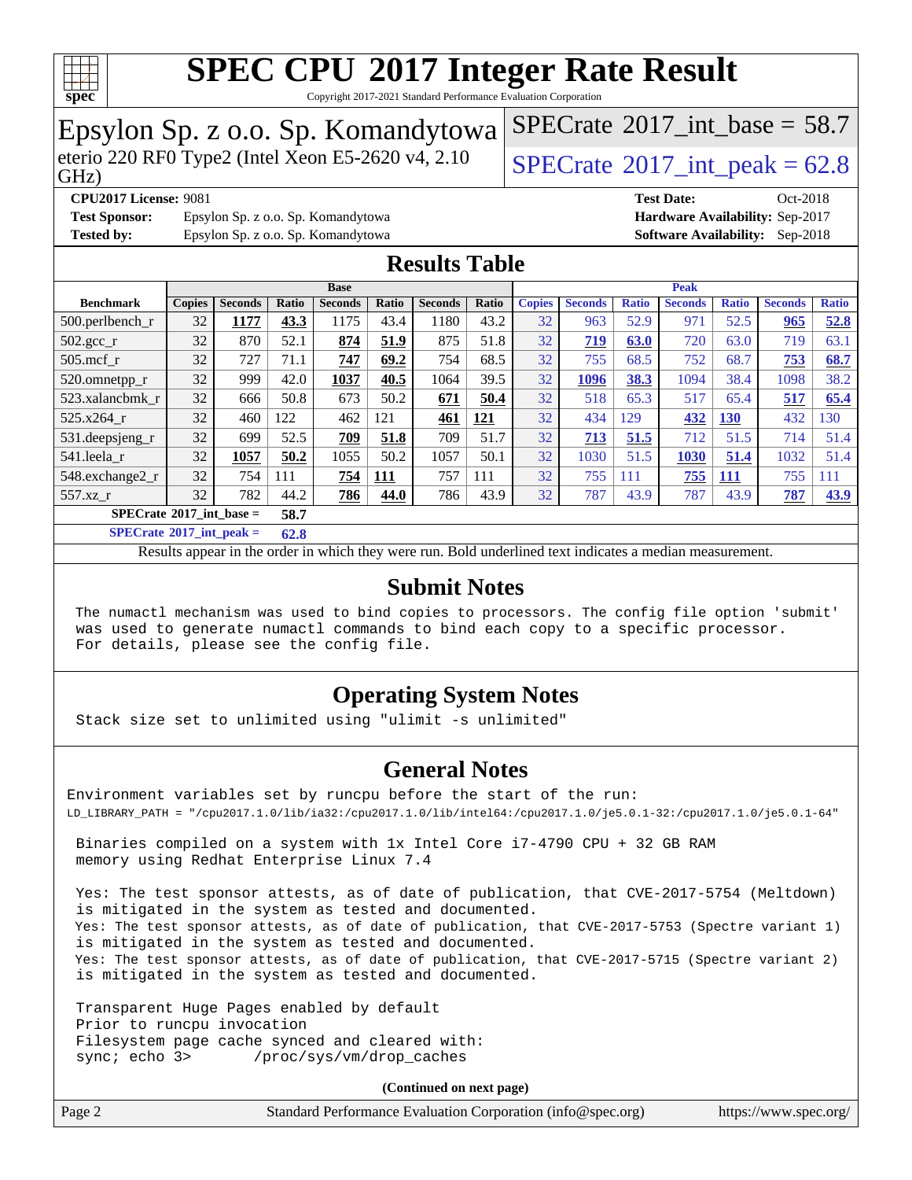# SPEC CPU 2017 Integer Rate Result

Copyright 2017-2021 Standard Performance Evaluation Corporation

## Epsylon Sp. z o.o. Sp. Komandytowa

eterio 220 RF0 Type2 (Intel Xeon E5-2620 v4, 2.10 GHz)

SPECrate 2017_int_base = 58.7

SPECrate 2017_int_peak = 62.8

**CPU2017 License:** 9081
**Test Sponsor:** Epsylon Sp. z o.o. Sp. Komandytowa
**Tested by:** Epsylon Sp. z o.o. Sp. Komandytowa
**Test Date:** Oct-2018
**Hardware Availability:** Sep-2017
**Software Availability:** Sep-2018

## Results Table

| Benchmark | Base | | | | | | | Peak | | | | | | |
|---|---|---|---|---|---|---|---|---|---|---|---|---|---|---|
| | Copies | Seconds | Ratio | Seconds | Ratio | Seconds | Ratio | Copies | Seconds | Ratio | Seconds | Ratio | Seconds | Ratio |
| 500.perlbench_r | 32 | **1177** | **43.3** | 1175 | 43.4 | 1180 | 43.2 | 32 | 963 | 52.9 | 971 | 52.5 | **965** | **52.8** |
| 502.gcc_r | 32 | 870 | 52.1 | **874** | **51.9** | 875 | 51.8 | 32 | **719** | **63.0** | 720 | 63.0 | 719 | 63.1 |
| 505.mcf_r | 32 | 727 | 71.1 | **747** | **69.2** | 754 | 68.5 | 32 | 755 | 68.5 | 752 | 68.7 | **753** | **68.7** |
| 520.omnetpp_r | 32 | 999 | 42.0 | **1037** | **40.5** | 1064 | 39.5 | 32 | **1096** | **38.3** | 1094 | 38.4 | 1098 | 38.2 |
| 523.xalancbmk_r | 32 | 666 | 50.8 | 673 | 50.2 | **671** | **50.4** | 32 | 518 | 65.3 | 517 | 65.4 | **517** | **65.4** |
| 525.x264_r | 32 | 460 | 122 | 462 | 121 | **461** | **121** | 32 | 434 | 129 | **432** | **130** | 432 | 130 |
| 531.deepsjeng_r | 32 | 699 | 52.5 | **709** | **51.8** | 709 | 51.7 | 32 | **713** | **51.5** | 712 | 51.5 | 714 | 51.4 |
| 541.leela_r | 32 | **1057** | **50.2** | 1055 | 50.2 | 1057 | 50.1 | 32 | 1030 | 51.5 | **1030** | **51.4** | 1032 | 51.4 |
| 548.exchange2_r | 32 | 754 | 111 | **754** | **111** | 757 | 111 | 32 | 755 | 111 | **755** | **111** | 755 | 111 |
| 557.xz_r | 32 | 782 | 44.2 | **786** | **44.0** | 786 | 43.9 | 32 | 787 | 43.9 | 787 | 43.9 | **787** | **43.9** |

**SPECrate 2017_int_base = 58.7**

**SPECrate 2017_int_peak = 62.8**

Results appear in the order in which they were run. Bold underlined text indicates a median measurement.

## Submit Notes

```
The numactl mechanism was used to bind copies to processors. The config file option 'submit'
was used to generate numactl commands to bind each copy to a specific processor.
For details, please see the config file.
```

## Operating System Notes

```
Stack size set to unlimited using "ulimit -s unlimited"
```

## General Notes

```
Environment variables set by runcpu before the start of the run:
LD_LIBRARY_PATH = "/cpu2017.1.0/lib/ia32:/cpu2017.1.0/lib/intel64:/cpu2017.1.0/je5.0.1-32:/cpu2017.1.0/je5.0.1-64"

 Binaries compiled on a system with 1x Intel Core i7-4790 CPU + 32 GB RAM
 memory using Redhat Enterprise Linux 7.4

 Yes: The test sponsor attests, as of date of publication, that CVE-2017-5754 (Meltdown)
 is mitigated in the system as tested and documented.
 Yes: The test sponsor attests, as of date of publication, that CVE-2017-5753 (Spectre variant 1)
 is mitigated in the system as tested and documented.
 Yes: The test sponsor attests, as of date of publication, that CVE-2017-5715 (Spectre variant 2)
 is mitigated in the system as tested and documented.

 Transparent Huge Pages enabled by default
 Prior to runcpu invocation
 Filesystem page cache synced and cleared with:
 sync; echo 3>       /proc/sys/vm/drop_caches
```

**(Continued on next page)**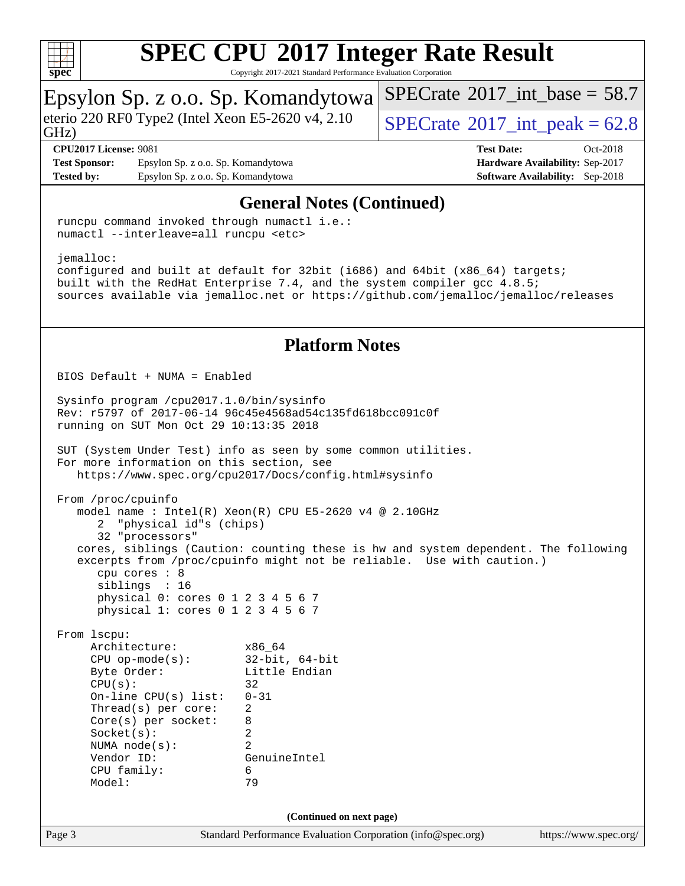## General Notes (Continued)

```
runcpu command invoked through numactl i.e.:
numactl --interleave=all runcpu <etc>

jemalloc:
configured and built at default for 32bit (i686) and 64bit (x86_64) targets;
built with the RedHat Enterprise 7.4, and the system compiler gcc 4.8.5;
sources available via jemalloc.net or https://github.com/jemalloc/jemalloc/releases
```

## Platform Notes

```
BIOS Default + NUMA = Enabled

Sysinfo program /cpu2017.1.0/bin/sysinfo
Rev: r5797 of 2017-06-14 96c45e4568ad54c135fd618bcc091c0f
running on SUT Mon Oct 29 10:13:35 2018

SUT (System Under Test) info as seen by some common utilities.
For more information on this section, see
   https://www.spec.org/cpu2017/Docs/config.html#sysinfo

From /proc/cpuinfo
   model name : Intel(R) Xeon(R) CPU E5-2620 v4 @ 2.10GHz
      2  "physical id"s (chips)
      32 "processors"
   cores, siblings (Caution: counting these is hw and system dependent. The following
   excerpts from /proc/cpuinfo might not be reliable.  Use with caution.)
      cpu cores : 8
      siblings  : 16
      physical 0: cores 0 1 2 3 4 5 6 7
      physical 1: cores 0 1 2 3 4 5 6 7

From lscpu:
     Architecture:          x86_64
     CPU op-mode(s):        32-bit, 64-bit
     Byte Order:            Little Endian
     CPU(s):                32
     On-line CPU(s) list:   0-31
     Thread(s) per core:    2
     Core(s) per socket:    8
     Socket(s):             2
     NUMA node(s):          2
     Vendor ID:             GenuineIntel
     CPU family:            6
     Model:                 79
```

(Continued on next page)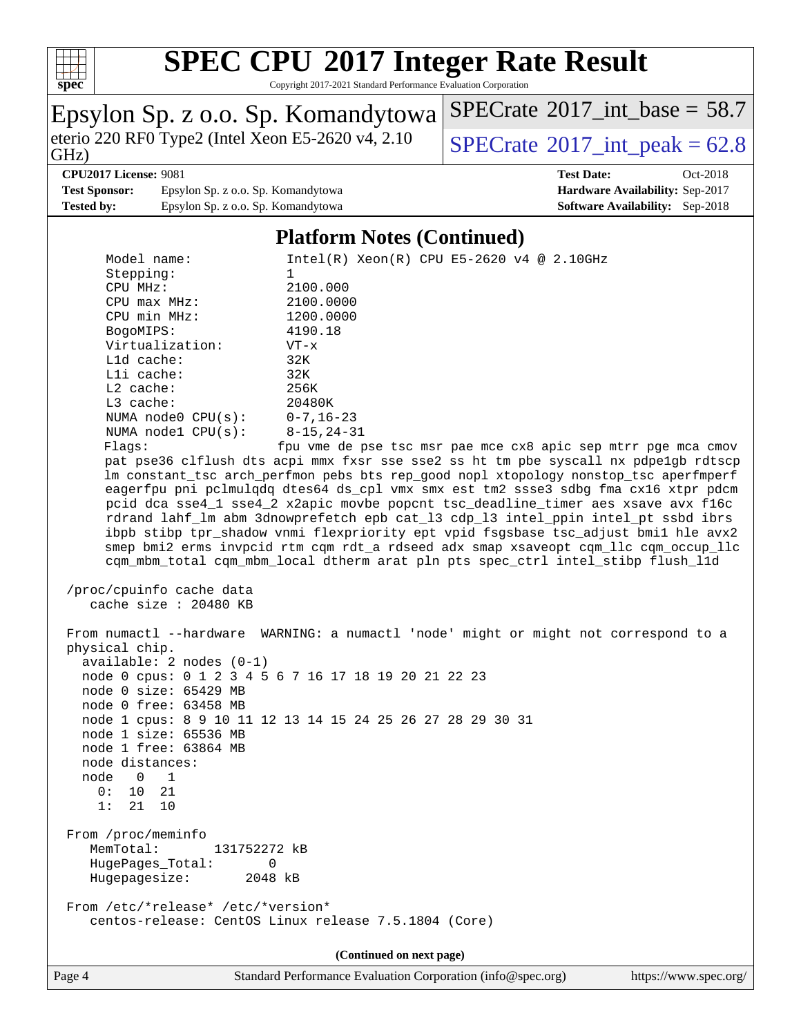# SPEC CPU 2017 Integer Rate Result

Copyright 2017-2021 Standard Performance Evaluation Corporation

**Epsylon Sp. z o.o. Sp. Komandytowa**

eterio 220 RF0 Type2 (Intel Xeon E5-2620 v4, 2.10 GHz)

SPECrate 2017_int_base = 58.7

SPECrate 2017_int_peak = 62.8

| | | | |
|---|---|---|---|
| **CPU2017 License:** | 9081 | **Test Date:** | Oct-2018 |
| **Test Sponsor:** | Epsylon Sp. z o.o. Sp. Komandytowa | **Hardware Availability:** | Sep-2017 |
| **Tested by:** | Epsylon Sp. z o.o. Sp. Komandytowa | **Software Availability:** | Sep-2018 |

## Platform Notes (Continued)

```
      Model name:            Intel(R) Xeon(R) CPU E5-2620 v4 @ 2.10GHz
      Stepping:              1
      CPU MHz:               2100.000
      CPU max MHz:           2100.0000
      CPU min MHz:           1200.0000
      BogoMIPS:              4190.18
      Virtualization:        VT-x
      L1d cache:             32K
      L1i cache:             32K
      L2 cache:              256K
      L3 cache:              20480K
      NUMA node0 CPU(s):     0-7,16-23
      NUMA node1 CPU(s):     8-15,24-31
      Flags:                fpu vme de pse tsc msr pae mce cx8 apic sep mtrr pge mca cmov
      pat pse36 clflush dts acpi mmx fxsr sse sse2 ss ht tm pbe syscall nx pdpe1gb rdtscp
      lm constant_tsc arch_perfmon pebs bts rep_good nopl xtopology nonstop_tsc aperfmperf
      eagerfpu pni pclmulqdq dtes64 ds_cpl vmx smx est tm2 ssse3 sdbg fma cx16 xtpr pdcm
      pcid dca sse4_1 sse4_2 x2apic movbe popcnt tsc_deadline_timer aes xsave avx f16c
      rdrand lahf_lm abm 3dnowprefetch epb cat_l3 cdp_l3 intel_ppin intel_pt ssbd ibrs
      ibpb stibp tpr_shadow vnmi flexpriority ept vpid fsgsbase tsc_adjust bmi1 hle avx2
      smep bmi2 erms invpcid rtm cqm rdt_a rdseed adx smap xsaveopt cqm_llc cqm_occup_llc
      cqm_mbm_total cqm_mbm_local dtherm arat pln pts spec_ctrl intel_stibp flush_l1d

 /proc/cpuinfo cache data
    cache size : 20480 KB

 From numactl --hardware  WARNING: a numactl 'node' might or might not correspond to a
 physical chip.
   available: 2 nodes (0-1)
   node 0 cpus: 0 1 2 3 4 5 6 7 16 17 18 19 20 21 22 23
   node 0 size: 65429 MB
   node 0 free: 63458 MB
   node 1 cpus: 8 9 10 11 12 13 14 15 24 25 26 27 28 29 30 31
   node 1 size: 65536 MB
   node 1 free: 63864 MB
   node distances:
   node   0   1
     0:  10  21
     1:  21  10

 From /proc/meminfo
    MemTotal:       131752272 kB
    HugePages_Total:       0
    Hugepagesize:       2048 kB

 From /etc/*release* /etc/*version*
    centos-release: CentOS Linux release 7.5.1804 (Core)
```

(Continued on next page)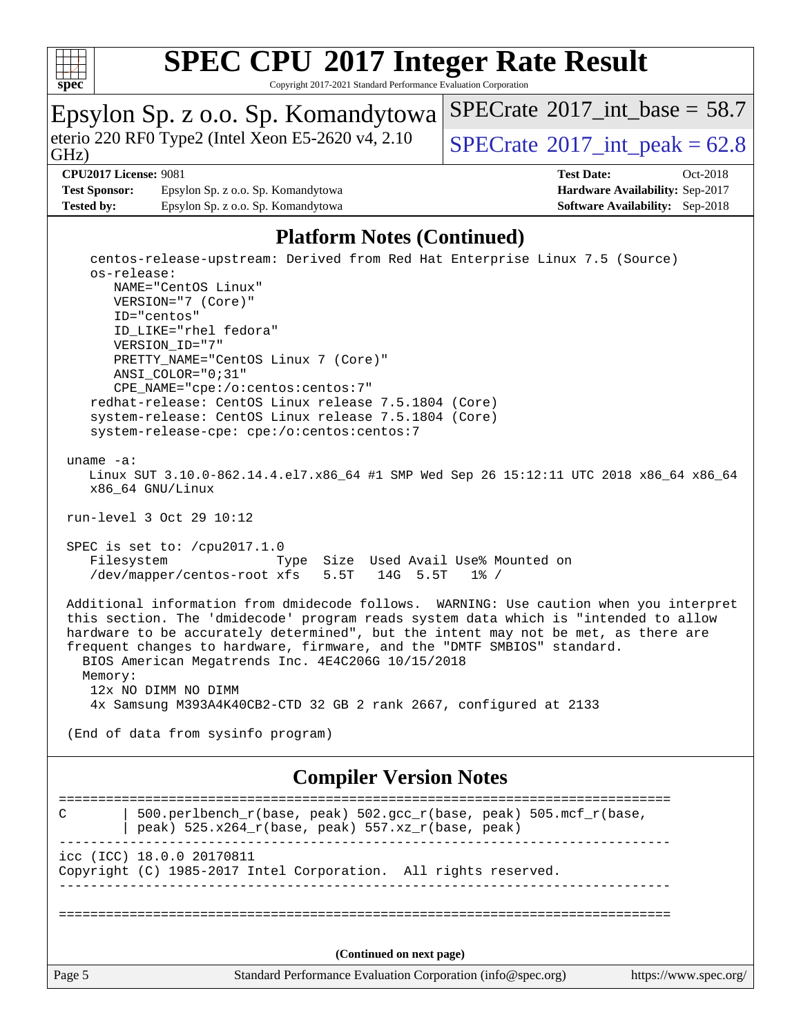## Platform Notes (Continued)

```
   centos-release-upstream: Derived from Red Hat Enterprise Linux 7.5 (Source)
   os-release:
      NAME="CentOS Linux"
      VERSION="7 (Core)"
      ID="centos"
      ID_LIKE="rhel fedora"
      VERSION_ID="7"
      PRETTY_NAME="CentOS Linux 7 (Core)"
      ANSI_COLOR="0;31"
      CPE_NAME="cpe:/o:centos:centos:7"
   redhat-release: CentOS Linux release 7.5.1804 (Core)
   system-release: CentOS Linux release 7.5.1804 (Core)
   system-release-cpe: cpe:/o:centos:centos:7

uname -a:
   Linux SUT 3.10.0-862.14.4.el7.x86_64 #1 SMP Wed Sep 26 15:12:11 UTC 2018 x86_64 x86_64
   x86_64 GNU/Linux

run-level 3 Oct 29 10:12

SPEC is set to: /cpu2017.1.0
   Filesystem              Type  Size  Used Avail Use% Mounted on
   /dev/mapper/centos-root xfs   5.5T   14G  5.5T   1% /

Additional information from dmidecode follows.  WARNING: Use caution when you interpret
this section. The 'dmidecode' program reads system data which is "intended to allow
hardware to be accurately determined", but the intent may not be met, as there are
frequent changes to hardware, firmware, and the "DMTF SMBIOS" standard.
  BIOS American Megatrends Inc. 4E4C206G 10/15/2018
  Memory:
   12x NO DIMM NO DIMM
   4x Samsung M393A4K40CB2-CTD 32 GB 2 rank 2667, configured at 2133

(End of data from sysinfo program)
```

## Compiler Version Notes

```
==============================================================================
C       | 500.perlbench_r(base, peak) 502.gcc_r(base, peak) 505.mcf_r(base,
        | peak) 525.x264_r(base, peak) 557.xz_r(base, peak)
------------------------------------------------------------------------------
icc (ICC) 18.0.0 20170811
Copyright (C) 1985-2017 Intel Corporation.  All rights reserved.
------------------------------------------------------------------------------

==============================================================================
```

(Continued on next page)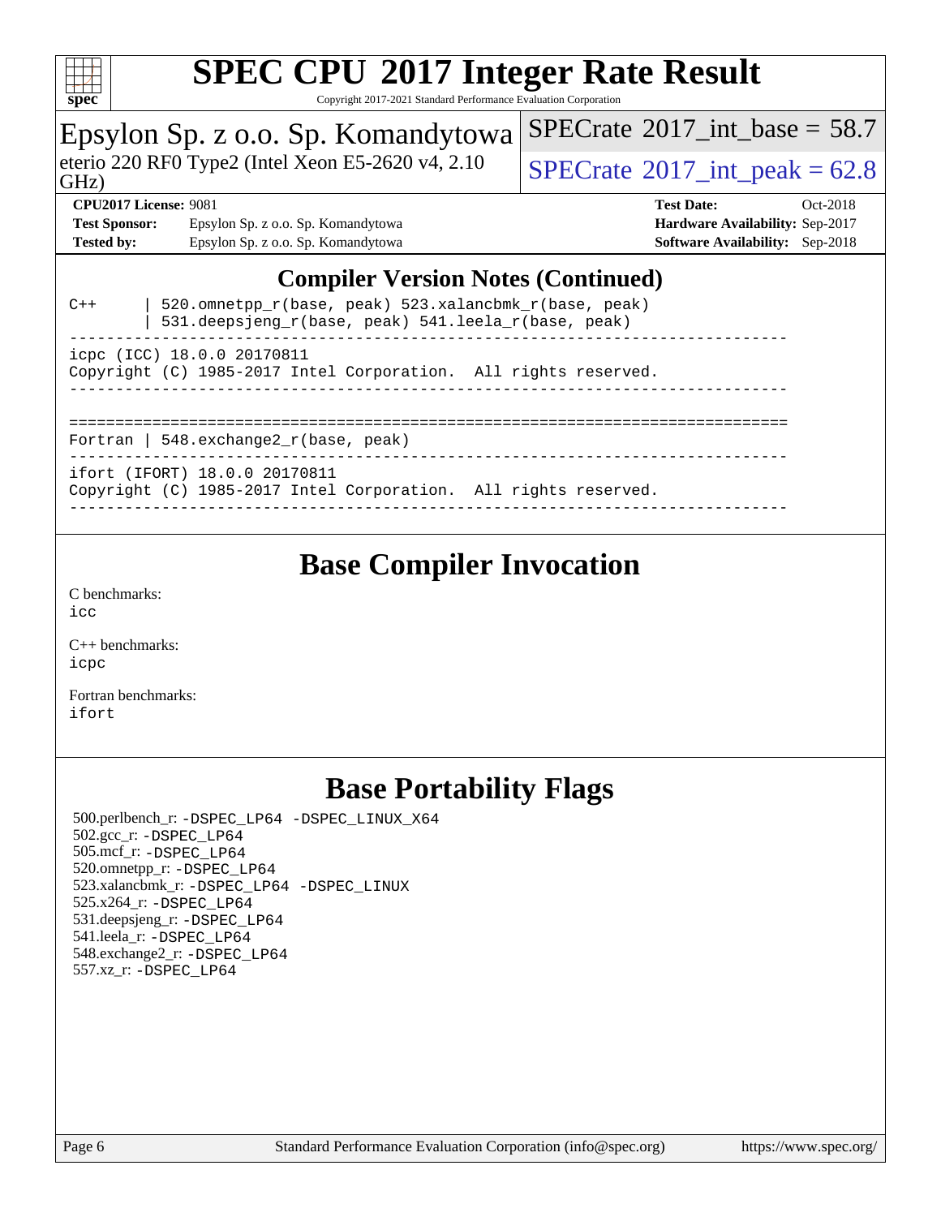## Compiler Version Notes (Continued)

```
C++     | 520.omnetpp_r(base, peak) 523.xalancbmk_r(base, peak)
        | 531.deepsjeng_r(base, peak) 541.leela_r(base, peak)
------------------------------------------------------------------------------
icpc (ICC) 18.0.0 20170811
Copyright (C) 1985-2017 Intel Corporation.  All rights reserved.
------------------------------------------------------------------------------

==============================================================================
Fortran | 548.exchange2_r(base, peak)
------------------------------------------------------------------------------
ifort (IFORT) 18.0.0 20170811
Copyright (C) 1985-2017 Intel Corporation.  All rights reserved.
------------------------------------------------------------------------------
```

## Base Compiler Invocation

C benchmarks:
icc

C++ benchmarks:
icpc

Fortran benchmarks:
ifort

## Base Portability Flags

500.perlbench_r: -DSPEC_LP64 -DSPEC_LINUX_X64
502.gcc_r: -DSPEC_LP64
505.mcf_r: -DSPEC_LP64
520.omnetpp_r: -DSPEC_LP64
523.xalancbmk_r: -DSPEC_LP64 -DSPEC_LINUX
525.x264_r: -DSPEC_LP64
531.deepsjeng_r: -DSPEC_LP64
541.leela_r: -DSPEC_LP64
548.exchange2_r: -DSPEC_LP64
557.xz_r: -DSPEC_LP64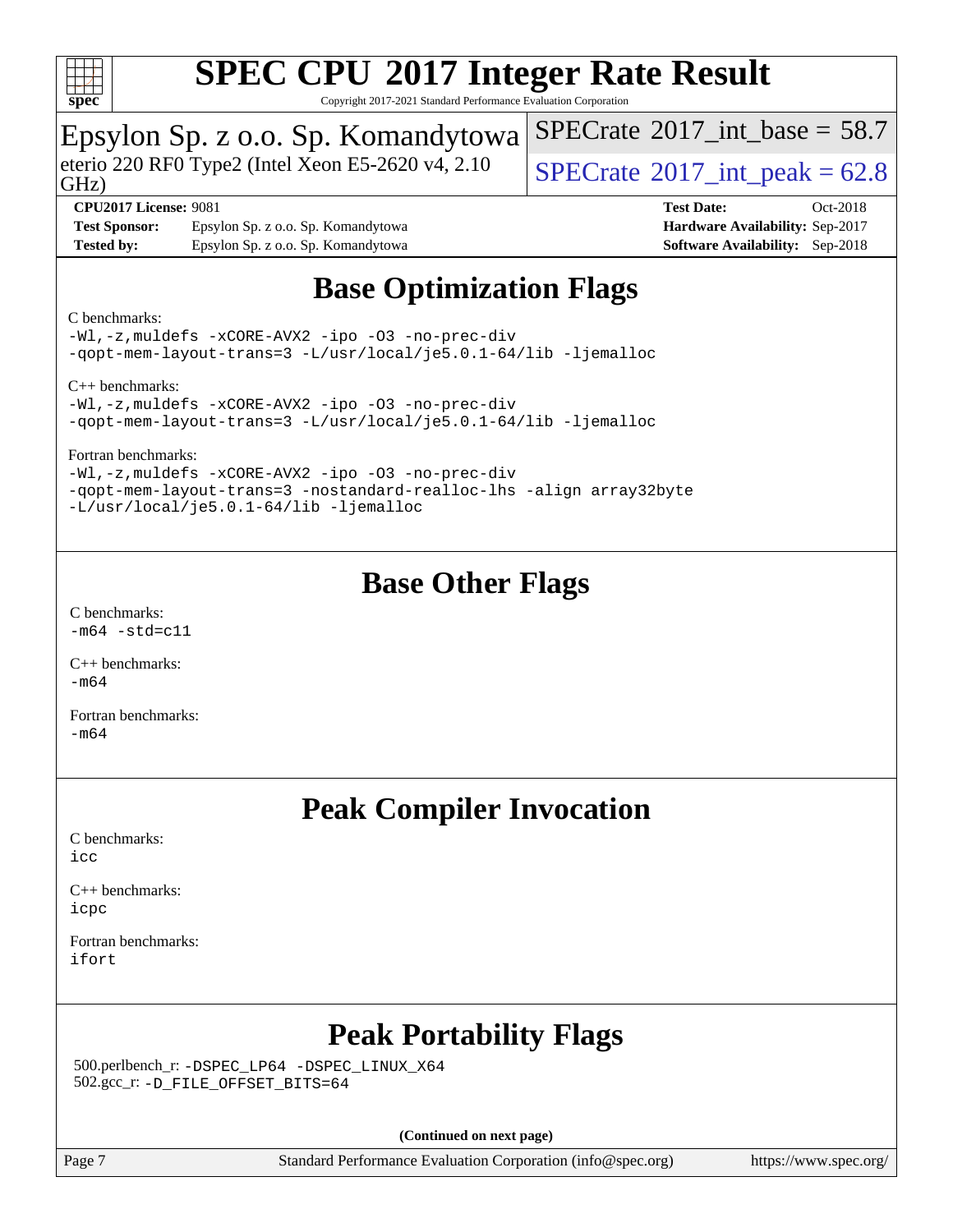# SPEC CPU 2017 Integer Rate Result

Copyright 2017-2021 Standard Performance Evaluation Corporation

Epsylon Sp. z o.o. Sp. Komandytowa

eterio 220 RF0 Type2 (Intel Xeon E5-2620 v4, 2.10 GHz)

SPECrate 2017_int_base = 58.7

SPECrate 2017_int_peak = 62.8

**CPU2017 License:** 9081
**Test Sponsor:** Epsylon Sp. z o.o. Sp. Komandytowa
**Tested by:** Epsylon Sp. z o.o. Sp. Komandytowa

**Test Date:** Oct-2018
**Hardware Availability:** Sep-2017
**Software Availability:** Sep-2018

## Base Optimization Flags

C benchmarks:

```
-Wl,-z,muldefs -xCORE-AVX2 -ipo -O3 -no-prec-div
-qopt-mem-layout-trans=3 -L/usr/local/je5.0.1-64/lib -ljemalloc
```

C++ benchmarks:

```
-Wl,-z,muldefs -xCORE-AVX2 -ipo -O3 -no-prec-div
-qopt-mem-layout-trans=3 -L/usr/local/je5.0.1-64/lib -ljemalloc
```

Fortran benchmarks:

```
-Wl,-z,muldefs -xCORE-AVX2 -ipo -O3 -no-prec-div
-qopt-mem-layout-trans=3 -nostandard-realloc-lhs -align array32byte
-L/usr/local/je5.0.1-64/lib -ljemalloc
```

## Base Other Flags

C benchmarks:
`-m64 -std=c11`

C++ benchmarks:
`-m64`

Fortran benchmarks:
`-m64`

## Peak Compiler Invocation

C benchmarks:
`icc`

C++ benchmarks:
`icpc`

Fortran benchmarks:
`ifort`

## Peak Portability Flags

500.perlbench_r: `-DSPEC_LP64 -DSPEC_LINUX_X64`
502.gcc_r: `-D_FILE_OFFSET_BITS=64`

**(Continued on next page)**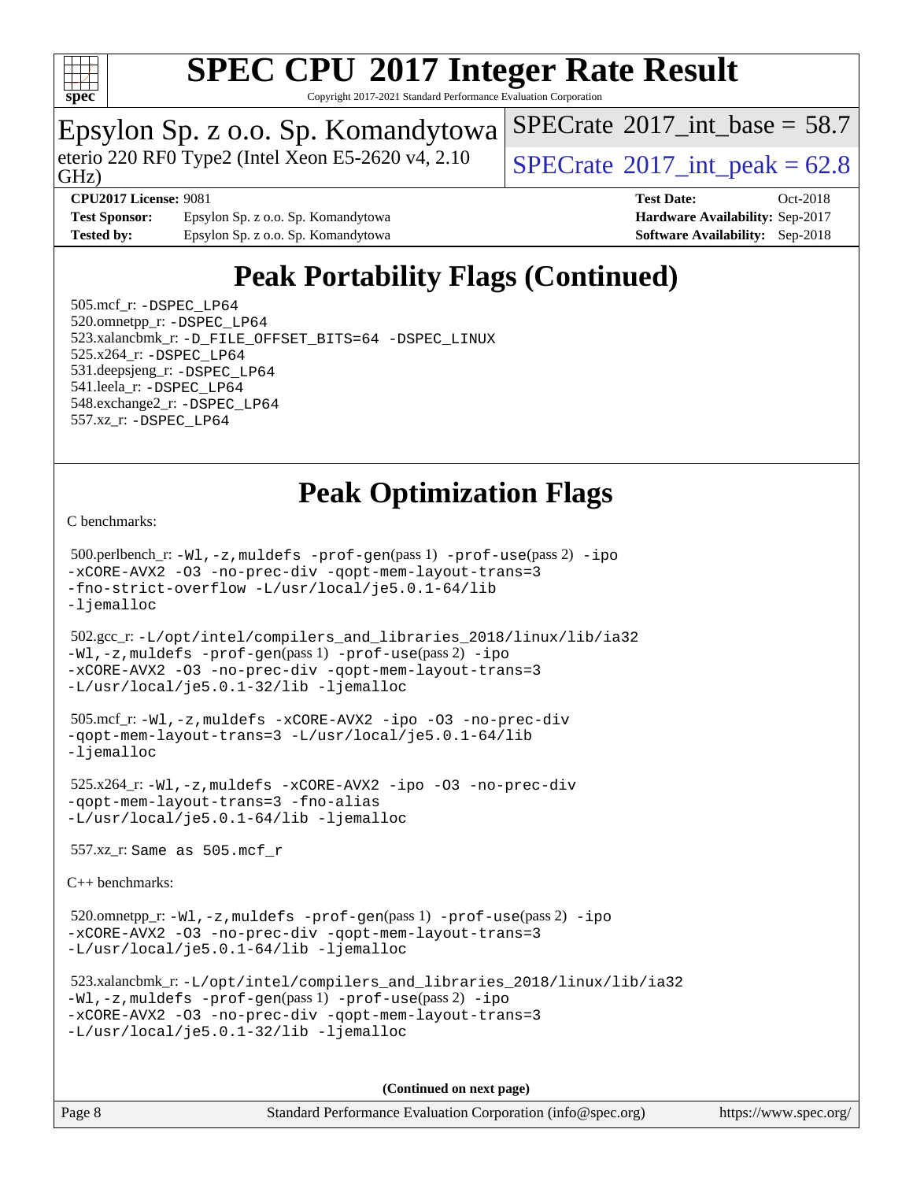# Peak Portability Flags (Continued)

505.mcf_r: -DSPEC_LP64
520.omnetpp_r: -DSPEC_LP64
523.xalancbmk_r: -D_FILE_OFFSET_BITS=64 -DSPEC_LINUX
525.x264_r: -DSPEC_LP64
531.deepsjeng_r: -DSPEC_LP64
541.leela_r: -DSPEC_LP64
548.exchange2_r: -DSPEC_LP64
557.xz_r: -DSPEC_LP64

# Peak Optimization Flags

C benchmarks:

500.perlbench_r: -Wl,-z,muldefs -prof-gen(pass 1) -prof-use(pass 2) -ipo -xCORE-AVX2 -O3 -no-prec-div -qopt-mem-layout-trans=3 -fno-strict-overflow -L/usr/local/je5.0.1-64/lib -ljemalloc

502.gcc_r: -L/opt/intel/compilers_and_libraries_2018/linux/lib/ia32 -Wl,-z,muldefs -prof-gen(pass 1) -prof-use(pass 2) -ipo -xCORE-AVX2 -O3 -no-prec-div -qopt-mem-layout-trans=3 -L/usr/local/je5.0.1-32/lib -ljemalloc

505.mcf_r: -Wl,-z,muldefs -xCORE-AVX2 -ipo -O3 -no-prec-div -qopt-mem-layout-trans=3 -L/usr/local/je5.0.1-64/lib -ljemalloc

525.x264_r: -Wl,-z,muldefs -xCORE-AVX2 -ipo -O3 -no-prec-div -qopt-mem-layout-trans=3 -fno-alias -L/usr/local/je5.0.1-64/lib -ljemalloc

557.xz_r: Same as 505.mcf_r

C++ benchmarks:

520.omnetpp_r: -Wl,-z,muldefs -prof-gen(pass 1) -prof-use(pass 2) -ipo -xCORE-AVX2 -O3 -no-prec-div -qopt-mem-layout-trans=3 -L/usr/local/je5.0.1-64/lib -ljemalloc

523.xalancbmk_r: -L/opt/intel/compilers_and_libraries_2018/linux/lib/ia32 -Wl,-z,muldefs -prof-gen(pass 1) -prof-use(pass 2) -ipo -xCORE-AVX2 -O3 -no-prec-div -qopt-mem-layout-trans=3 -L/usr/local/je5.0.1-32/lib -ljemalloc

(Continued on next page)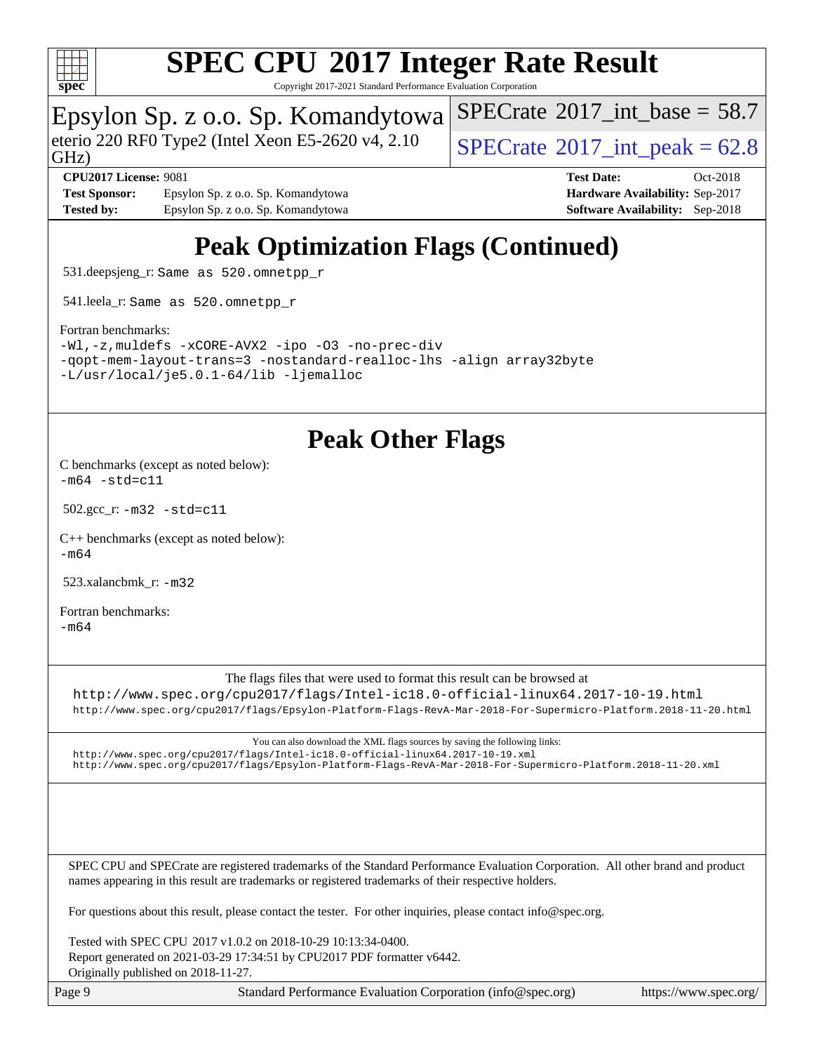# Peak Optimization Flags (Continued)

531.deepsjeng_r: Same as 520.omnetpp_r

541.leela_r: Same as 520.omnetpp_r

Fortran benchmarks:

```
-Wl,-z,muldefs -xCORE-AVX2 -ipo -O3 -no-prec-div
-qopt-mem-layout-trans=3 -nostandard-realloc-lhs -align array32byte
-L/usr/local/je5.0.1-64/lib -ljemalloc
```

# Peak Other Flags

C benchmarks (except as noted below):
`-m64 -std=c11`

502.gcc_r: `-m32 -std=c11`

C++ benchmarks (except as noted below):
`-m64`

523.xalancbmk_r: `-m32`

Fortran benchmarks:
`-m64`

The flags files that were used to format this result can be browsed at
http://www.spec.org/cpu2017/flags/Intel-ic18.0-official-linux64.2017-10-19.html
http://www.spec.org/cpu2017/flags/Epsylon-Platform-Flags-RevA-Mar-2018-For-Supermicro-Platform.2018-11-20.html

You can also download the XML flags sources by saving the following links:
http://www.spec.org/cpu2017/flags/Intel-ic18.0-official-linux64.2017-10-19.xml
http://www.spec.org/cpu2017/flags/Epsylon-Platform-Flags-RevA-Mar-2018-For-Supermicro-Platform.2018-11-20.xml

SPEC CPU and SPECrate are registered trademarks of the Standard Performance Evaluation Corporation. All other brand and product names appearing in this result are trademarks or registered trademarks of their respective holders.

For questions about this result, please contact the tester. For other inquiries, please contact info@spec.org.

Tested with SPEC CPU 2017 v1.0.2 on 2018-10-29 10:13:34-0400.
Report generated on 2021-03-29 17:34:51 by CPU2017 PDF formatter v6442.
Originally published on 2018-11-27.